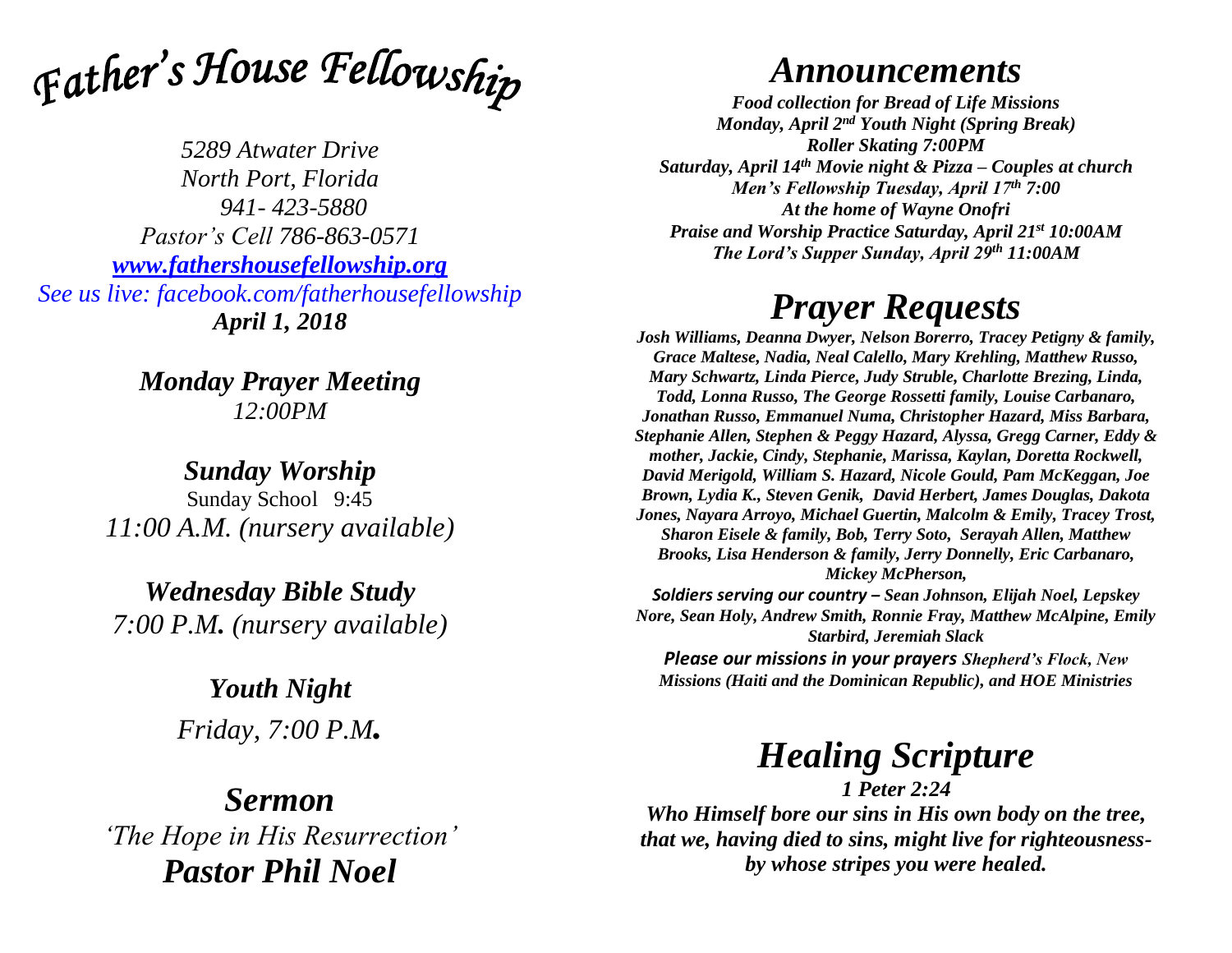# *Father's House Fellowship*

*5289 Atwater Drive*
*North Port, Florida*
*941- 423-5880*
*Pastor's Cell 786-863-0571*
*[www.fathershousefellowship.org](http://www.fathershousefellowship.org)*
*See us live: facebook.com/fatherhousefellowship*
***April 1, 2018***

## *Monday Prayer Meeting*
*12:00PM*

## *Sunday Worship*
Sunday School 9:45
*11:00 A.M. (nursery available)*

## *Wednesday Bible Study*
*7:00 P.M. (nursery available)*

## *Youth Night*
*Friday, 7:00 P.M.*

## *Sermon*
*'The Hope in His Resurrection'*
***Pastor Phil Noel***

# *Announcements*

***Food collection for Bread of Life Missions***
***Monday, April 2nd Youth Night (Spring Break)***
***Roller Skating 7:00PM***
***Saturday, April 14th Movie night & Pizza – Couples at church***
***Men's Fellowship Tuesday, April 17th 7:00***
***At the home of Wayne Onofri***
***Praise and Worship Practice Saturday, April 21st 10:00AM***
***The Lord's Supper Sunday, April 29th 11:00AM***

# *Prayer Requests*

***Josh Williams, Deanna Dwyer, Nelson Borerro, Tracey Petigny & family, Grace Maltese, Nadia, Neal Calello, Mary Krehling, Matthew Russo, Mary Schwartz, Linda Pierce, Judy Struble, Charlotte Brezing, Linda, Todd, Lonna Russo, The George Rossetti family, Louise Carbanaro, Jonathan Russo, Emmanuel Numa, Christopher Hazard, Miss Barbara, Stephanie Allen, Stephen & Peggy Hazard, Alyssa, Gregg Carner, Eddy & mother, Jackie, Cindy, Stephanie, Marissa, Kaylan, Doretta Rockwell, David Merigold, William S. Hazard, Nicole Gould, Pam McKeggan, Joe Brown, Lydia K., Steven Genik, David Herbert, James Douglas, Dakota Jones, Nayara Arroyo, Michael Guertin, Malcolm & Emily, Tracey Trost, Sharon Eisele & family, Bob, Terry Soto, Serayah Allen, Matthew Brooks, Lisa Henderson & family, Jerry Donnelly, Eric Carbanaro, Mickey McPherson,***

***Soldiers serving our country – Sean Johnson, Elijah Noel, Lepskey Nore, Sean Holy, Andrew Smith, Ronnie Fray, Matthew McAlpine, Emily Starbird, Jeremiah Slack***

***Please our missions in your prayers Shepherd's Flock, New Missions (Haiti and the Dominican Republic), and HOE Ministries***

# *Healing Scripture*

***1 Peter 2:24***
***Who Himself bore our sins in His own body on the tree, that we, having died to sins, might live for righteousness- by whose stripes you were healed.***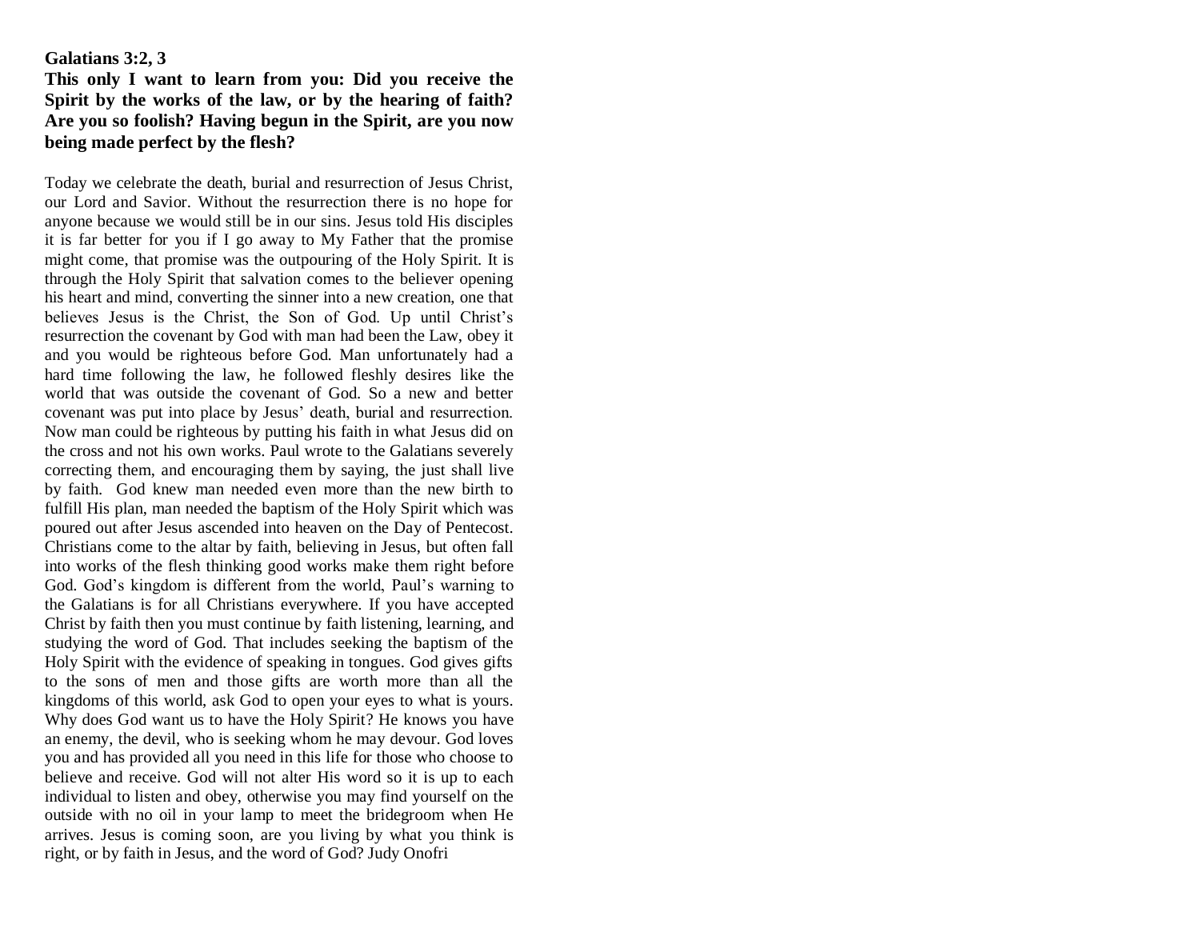**Galatians 3:2, 3**

**This only I want to learn from you: Did you receive the Spirit by the works of the law, or by the hearing of faith? Are you so foolish? Having begun in the Spirit, are you now being made perfect by the flesh?**

Today we celebrate the death, burial and resurrection of Jesus Christ, our Lord and Savior. Without the resurrection there is no hope for anyone because we would still be in our sins. Jesus told His disciples it is far better for you if I go away to My Father that the promise might come, that promise was the outpouring of the Holy Spirit. It is through the Holy Spirit that salvation comes to the believer opening his heart and mind, converting the sinner into a new creation, one that believes Jesus is the Christ, the Son of God. Up until Christ's resurrection the covenant by God with man had been the Law, obey it and you would be righteous before God. Man unfortunately had a hard time following the law, he followed fleshly desires like the world that was outside the covenant of God. So a new and better covenant was put into place by Jesus' death, burial and resurrection. Now man could be righteous by putting his faith in what Jesus did on the cross and not his own works. Paul wrote to the Galatians severely correcting them, and encouraging them by saying, the just shall live by faith. God knew man needed even more than the new birth to fulfill His plan, man needed the baptism of the Holy Spirit which was poured out after Jesus ascended into heaven on the Day of Pentecost. Christians come to the altar by faith, believing in Jesus, but often fall into works of the flesh thinking good works make them right before God. God's kingdom is different from the world, Paul's warning to the Galatians is for all Christians everywhere. If you have accepted Christ by faith then you must continue by faith listening, learning, and studying the word of God. That includes seeking the baptism of the Holy Spirit with the evidence of speaking in tongues. God gives gifts to the sons of men and those gifts are worth more than all the kingdoms of this world, ask God to open your eyes to what is yours. Why does God want us to have the Holy Spirit? He knows you have an enemy, the devil, who is seeking whom he may devour. God loves you and has provided all you need in this life for those who choose to believe and receive. God will not alter His word so it is up to each individual to listen and obey, otherwise you may find yourself on the outside with no oil in your lamp to meet the bridegroom when He arrives. Jesus is coming soon, are you living by what you think is right, or by faith in Jesus, and the word of God? Judy Onofri